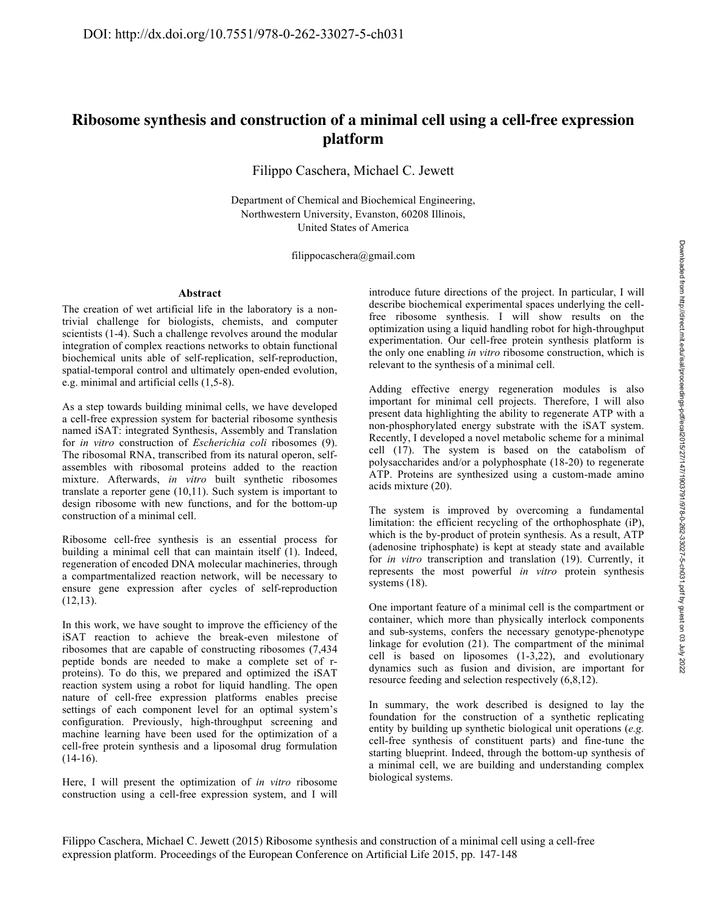DOI: http://dx.doi.org/10.7551/978-0-262-33027-5-ch031

# Ribosome synthesis and construction of a minimal cell using a cell-free expression platform

Filippo Caschera, Michael C. Jewett

Department of Chemical and Biochemical Engineering,
Northwestern University, Evanston, 60208 Illinois,
United States of America

filippocaschera@gmail.com

## Abstract

The creation of wet artificial life in the laboratory is a non-trivial challenge for biologists, chemists, and computer scientists (1-4). Such a challenge revolves around the modular integration of complex reactions networks to obtain functional biochemical units able of self-replication, self-reproduction, spatial-temporal control and ultimately open-ended evolution, e.g. minimal and artificial cells (1,5-8).

As a step towards building minimal cells, we have developed a cell-free expression system for bacterial ribosome synthesis named iSAT: integrated Synthesis, Assembly and Translation for *in vitro* construction of *Escherichia coli* ribosomes (9). The ribosomal RNA, transcribed from its natural operon, self-assembles with ribosomal proteins added to the reaction mixture. Afterwards, *in vitro* built synthetic ribosomes translate a reporter gene (10,11). Such system is important to design ribosome with new functions, and for the bottom-up construction of a minimal cell.

Ribosome cell-free synthesis is an essential process for building a minimal cell that can maintain itself (1). Indeed, regeneration of encoded DNA molecular machineries, through a compartmentalized reaction network, will be necessary to ensure gene expression after cycles of self-reproduction (12,13).

In this work, we have sought to improve the efficiency of the iSAT reaction to achieve the break-even milestone of ribosomes that are capable of constructing ribosomes (7,434 peptide bonds are needed to make a complete set of r-proteins). To do this, we prepared and optimized the iSAT reaction system using a robot for liquid handling. The open nature of cell-free expression platforms enables precise settings of each component level for an optimal system's configuration. Previously, high-throughput screening and machine learning have been used for the optimization of a cell-free protein synthesis and a liposomal drug formulation (14-16).

Here, I will present the optimization of *in vitro* ribosome construction using a cell-free expression system, and I will introduce future directions of the project. In particular, I will describe biochemical experimental spaces underlying the cell-free ribosome synthesis. I will show results on the optimization using a liquid handling robot for high-throughput experimentation. Our cell-free protein synthesis platform is the only one enabling *in vitro* ribosome construction, which is relevant to the synthesis of a minimal cell.

Adding effective energy regeneration modules is also important for minimal cell projects. Therefore, I will also present data highlighting the ability to regenerate ATP with a non-phosphorylated energy substrate with the iSAT system. Recently, I developed a novel metabolic scheme for a minimal cell (17). The system is based on the catabolism of polysaccharides and/or a polyphosphate (18-20) to regenerate ATP. Proteins are synthesized using a custom-made amino acids mixture (20).

The system is improved by overcoming a fundamental limitation: the efficient recycling of the orthophosphate (iP), which is the by-product of protein synthesis. As a result, ATP (adenosine triphosphate) is kept at steady state and available for *in vitro* transcription and translation (19). Currently, it represents the most powerful *in vitro* protein synthesis systems (18).

One important feature of a minimal cell is the compartment or container, which more than physically interlock components and sub-systems, confers the necessary genotype-phenotype linkage for evolution (21). The compartment of the minimal cell is based on liposomes (1-3,22), and evolutionary dynamics such as fusion and division, are important for resource feeding and selection respectively (6,8,12).

In summary, the work described is designed to lay the foundation for the construction of a synthetic replicating entity by building up synthetic biological unit operations (*e.g.* cell-free synthesis of constituent parts) and fine-tune the starting blueprint. Indeed, through the bottom-up synthesis of a minimal cell, we are building and understanding complex biological systems.

Filippo Caschera, Michael C. Jewett (2015) Ribosome synthesis and construction of a minimal cell using a cell-free expression platform. Proceedings of the European Conference on Artificial Life 2015, pp. 147-148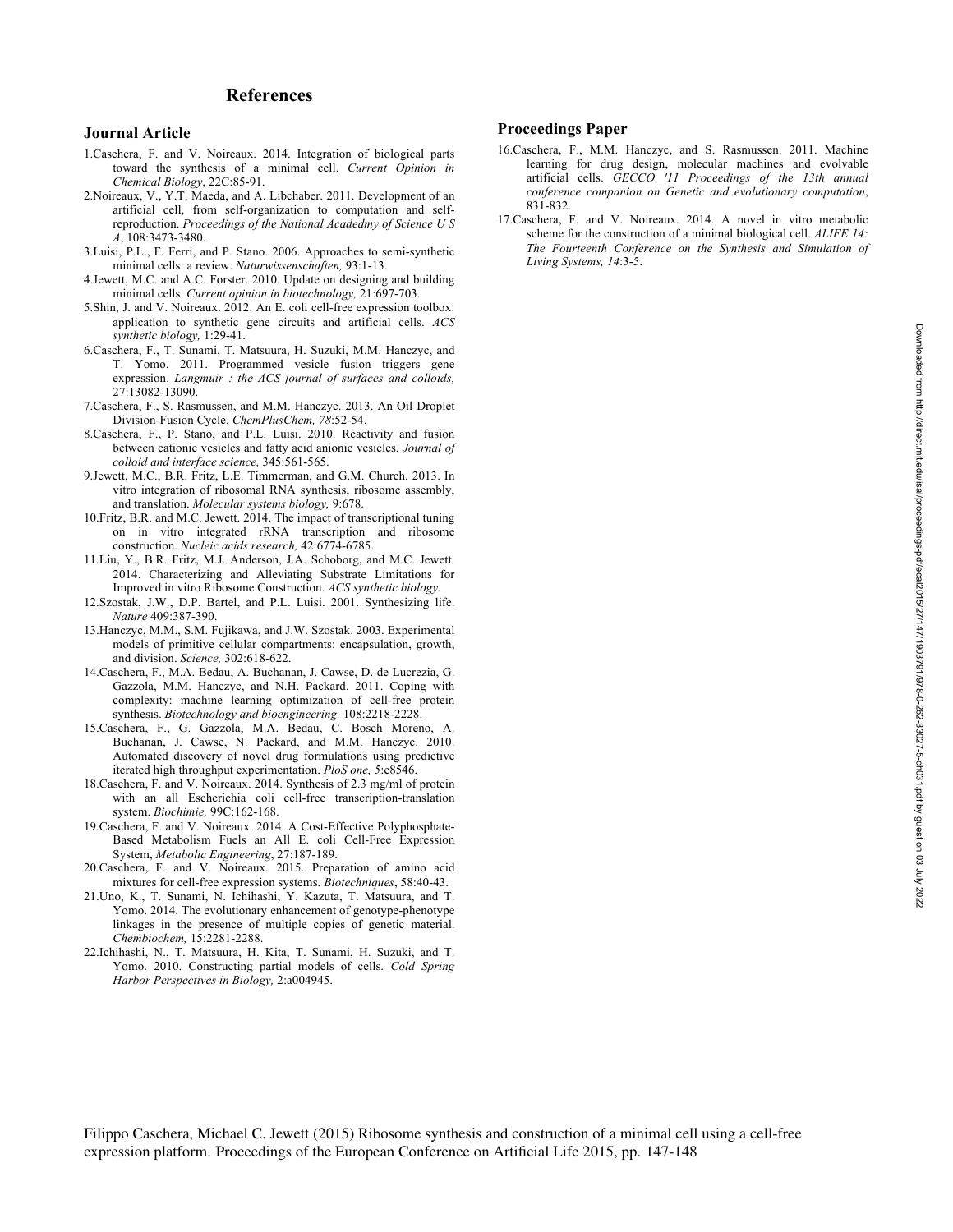## References

### Journal Article

1. Caschera, F. and V. Noireaux. 2014. Integration of biological parts toward the synthesis of a minimal cell. *Current Opinion in Chemical Biology*, 22C:85-91.
2. Noireaux, V., Y.T. Maeda, and A. Libchaber. 2011. Development of an artificial cell, from self-organization to computation and self-reproduction. *Proceedings of the National Acadedmy of Science U S A*, 108:3473-3480.
3. Luisi, P.L., F. Ferri, and P. Stano. 2006. Approaches to semi-synthetic minimal cells: a review. *Naturwissenschaften,* 93:1-13.
4. Jewett, M.C. and A.C. Forster. 2010. Update on designing and building minimal cells. *Current opinion in biotechnology,* 21:697-703.
5. Shin, J. and V. Noireaux. 2012. An E. coli cell-free expression toolbox: application to synthetic gene circuits and artificial cells. *ACS synthetic biology,* 1:29-41.
6. Caschera, F., T. Sunami, T. Matsuura, H. Suzuki, M.M. Hanczyc, and T. Yomo. 2011. Programmed vesicle fusion triggers gene expression. *Langmuir : the ACS journal of surfaces and colloids,* 27:13082-13090.
7. Caschera, F., S. Rasmussen, and M.M. Hanczyc. 2013. An Oil Droplet Division-Fusion Cycle. *ChemPlusChem, 78*:52-54.
8. Caschera, F., P. Stano, and P.L. Luisi. 2010. Reactivity and fusion between cationic vesicles and fatty acid anionic vesicles. *Journal of colloid and interface science,* 345:561-565.
9. Jewett, M.C., B.R. Fritz, L.E. Timmerman, and G.M. Church. 2013. In vitro integration of ribosomal RNA synthesis, ribosome assembly, and translation. *Molecular systems biology,* 9:678.
10. Fritz, B.R. and M.C. Jewett. 2014. The impact of transcriptional tuning on in vitro integrated rRNA transcription and ribosome construction. *Nucleic acids research,* 42:6774-6785.
11. Liu, Y., B.R. Fritz, M.J. Anderson, J.A. Schoborg, and M.C. Jewett. 2014. Characterizing and Alleviating Substrate Limitations for Improved in vitro Ribosome Construction. *ACS synthetic biology*.
12. Szostak, J.W., D.P. Bartel, and P.L. Luisi. 2001. Synthesizing life. *Nature* 409:387-390.
13. Hanczyc, M.M., S.M. Fujikawa, and J.W. Szostak. 2003. Experimental models of primitive cellular compartments: encapsulation, growth, and division. *Science,* 302:618-622.
14. Caschera, F., M.A. Bedau, A. Buchanan, J. Cawse, D. de Lucrezia, G. Gazzola, M.M. Hanczyc, and N.H. Packard. 2011. Coping with complexity: machine learning optimization of cell-free protein synthesis. *Biotechnology and bioengineering,* 108:2218-2228.
15. Caschera, F., G. Gazzola, M.A. Bedau, C. Bosch Moreno, A. Buchanan, J. Cawse, N. Packard, and M.M. Hanczyc. 2010. Automated discovery of novel drug formulations using predictive iterated high throughput experimentation. *PloS one, 5*:e8546.
18. Caschera, F. and V. Noireaux. 2014. Synthesis of 2.3 mg/ml of protein with an all Escherichia coli cell-free transcription-translation system. *Biochimie,* 99C:162-168.
19. Caschera, F. and V. Noireaux. 2014. A Cost-Effective Polyphosphate-Based Metabolism Fuels an All E. coli Cell-Free Expression System, *Metabolic Engineering*, 27:187-189.
20. Caschera, F. and V. Noireaux. 2015. Preparation of amino acid mixtures for cell-free expression systems. *Biotechniques*, 58:40-43.
21. Uno, K., T. Sunami, N. Ichihashi, Y. Kazuta, T. Matsuura, and T. Yomo. 2014. The evolutionary enhancement of genotype-phenotype linkages in the presence of multiple copies of genetic material. *Chembiochem,* 15:2281-2288.
22. Ichihashi, N., T. Matsuura, H. Kita, T. Sunami, H. Suzuki, and T. Yomo. 2010. Constructing partial models of cells. *Cold Spring Harbor Perspectives in Biology,* 2:a004945.

### Proceedings Paper

16. Caschera, F., M.M. Hanczyc, and S. Rasmussen. 2011. Machine learning for drug design, molecular machines and evolvable artificial cells. *GECCO '11 Proceedings of the 13th annual conference companion on Genetic and evolutionary computation*, 831-832.
17. Caschera, F. and V. Noireaux. 2014. A novel in vitro metabolic scheme for the construction of a minimal biological cell. *ALIFE 14: The Fourteenth Conference on the Synthesis and Simulation of Living Systems, 14*:3-5.